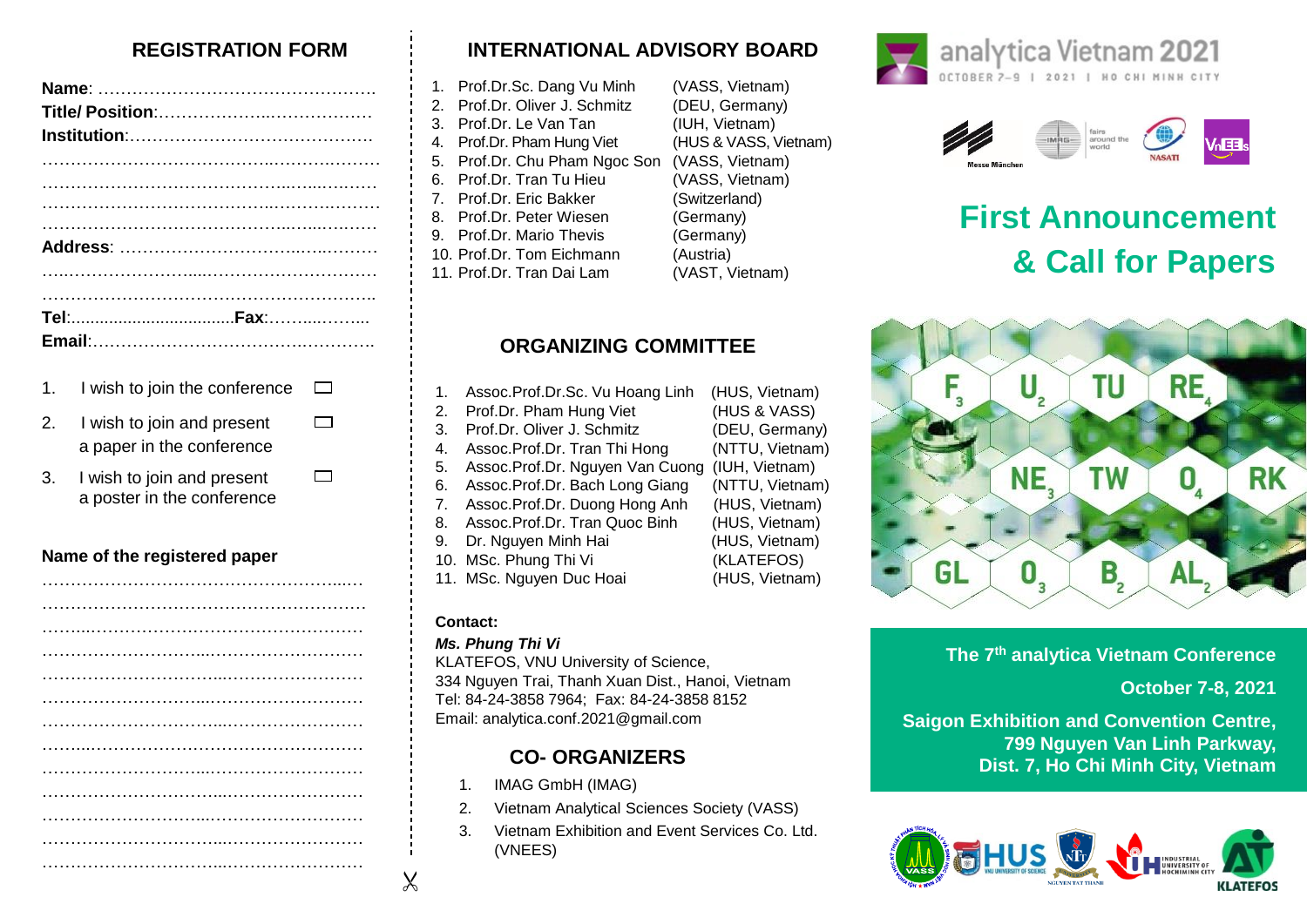## REGISTRATION FORM

**Name**: ……………………………………………

**Title/ Position**:……………………………………

**Institution**:………………………………………

……………………………………………………

……………………………………………………

……………………………………………………

……………………………………………………

**Address**: …………………………………………

……………………………………………………

……………………………………………………

**Tel**:...................................**Fax**:………………

**Email**:……………………………………………

1. I wish to join the conference ☐
2. I wish to join and present a paper in the conference ☐
3. I wish to join and present a poster in the conference ☐

**Name of the registered paper**

……………………………………………………

……………………………………………………

……………………………………………………

……………………………………………………

……………………………………………………

……………………………………………………

……………………………………………………

……………………………………………………

……………………………………………………

……………………………………………………

……………………………………………………

……………………………………………………

……………………………………………………

## INTERNATIONAL ADVISORY BOARD

1. Prof.Dr.Sc. Dang Vu Minh (VASS, Vietnam)
2. Prof.Dr. Oliver J. Schmitz (DEU, Germany)
3. Prof.Dr. Le Van Tan (IUH, Vietnam)
4. Prof.Dr. Pham Hung Viet (HUS & VASS, Vietnam)
5. Prof.Dr. Chu Pham Ngoc Son (VASS, Vietnam)
6. Prof.Dr. Tran Tu Hieu (VASS, Vietnam)
7. Prof.Dr. Eric Bakker (Switzerland)
8. Prof.Dr. Peter Wiesen (Germany)
9. Prof.Dr. Mario Thevis (Germany)
10. Prof.Dr. Tom Eichmann (Austria)
11. Prof.Dr. Tran Dai Lam (VAST, Vietnam)

## ORGANIZING COMMITTEE

1. Assoc.Prof.Dr.Sc. Vu Hoang Linh (HUS, Vietnam)
2. Prof.Dr. Pham Hung Viet (HUS & VASS)
3. Prof.Dr. Oliver J. Schmitz (DEU, Germany)
4. Assoc.Prof.Dr. Tran Thi Hong (NTTU, Vietnam)
5. Assoc.Prof.Dr. Nguyen Van Cuong (IUH, Vietnam)
6. Assoc.Prof.Dr. Bach Long Giang (NTTU, Vietnam)
7. Assoc.Prof.Dr. Duong Hong Anh (HUS, Vietnam)
8. Assoc.Prof.Dr. Tran Quoc Binh (HUS, Vietnam)
9. Dr. Nguyen Minh Hai (HUS, Vietnam)
10. MSc. Phung Thi Vi (KLATEFOS)
11. MSc. Nguyen Duc Hoai (HUS, Vietnam)

**Contact:**

***Ms. Phung Thi Vi***

KLATEFOS, VNU University of Science,
334 Nguyen Trai, Thanh Xuan Dist., Hanoi, Vietnam
Tel: 84-24-3858 7964; Fax: 84-24-3858 8152
Email: analytica.conf.2021@gmail.com

## CO- ORGANIZERS

1. IMAG GmbH (IMAG)
2. Vietnam Analytical Sciences Society (VASS)
3. Vietnam Exhibition and Event Services Co. Ltd. (VNEES)

analytica Vietnam 2021
OCTOBER 7–9 | 2021 | HO CHI MINH CITY

# First Announcement & Call for Papers

FUTURE NETWORK GLOBAL

**The 7th analytica Vietnam Conference**

**October 7-8, 2021**

**Saigon Exhibition and Convention Centre, 799 Nguyen Van Linh Parkway, Dist. 7, Ho Chi Minh City, Vietnam**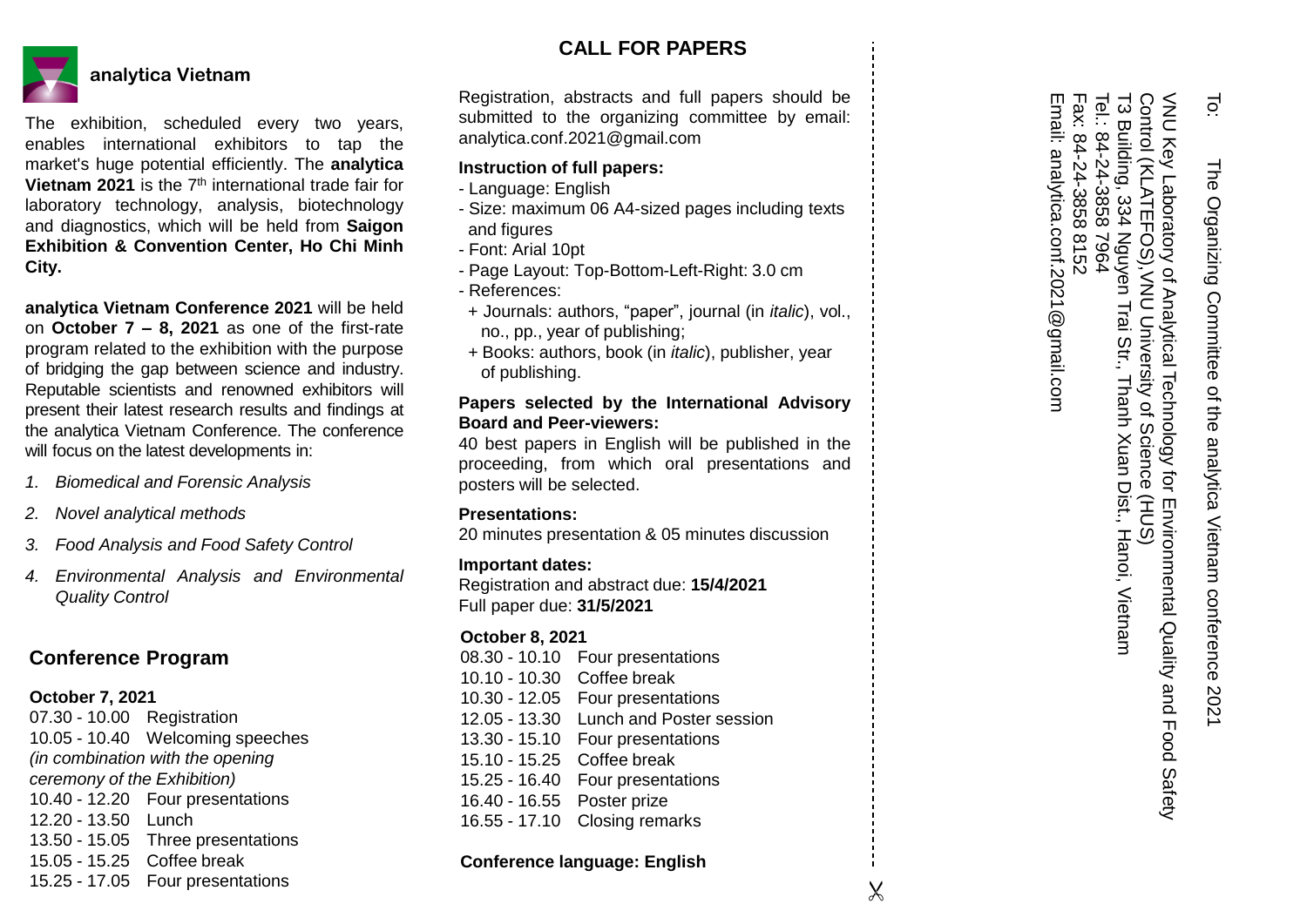**analytica Vietnam**

The exhibition, scheduled every two years, enables international exhibitors to tap the market's huge potential efficiently. The **analytica Vietnam 2021** is the 7th international trade fair for laboratory technology, analysis, biotechnology and diagnostics, which will be held from **Saigon Exhibition & Convention Center, Ho Chi Minh City.**

**analytica Vietnam Conference 2021** will be held on **October 7 – 8, 2021** as one of the first-rate program related to the exhibition with the purpose of bridging the gap between science and industry. Reputable scientists and renowned exhibitors will present their latest research results and findings at the analytica Vietnam Conference. The conference will focus on the latest developments in:

1. *Biomedical and Forensic Analysis*
2. *Novel analytical methods*
3. *Food Analysis and Food Safety Control*
4. *Environmental Analysis and Environmental Quality Control*

## Conference Program

**October 7, 2021**

07.30 - 10.00 Registration
10.05 - 10.40 Welcoming speeches
*(in combination with the opening ceremony of the Exhibition)*
10.40 - 12.20 Four presentations
12.20 - 13.50 Lunch
13.50 - 15.05 Three presentations
15.05 - 15.25 Coffee break
15.25 - 17.05 Four presentations

**October 8, 2021**

08.30 - 10.10 Four presentations
10.10 - 10.30 Coffee break
10.30 - 12.05 Four presentations
12.05 - 13.30 Lunch and Poster session
13.30 - 15.10 Four presentations
15.10 - 15.25 Coffee break
15.25 - 16.40 Four presentations
16.40 - 16.55 Poster prize
16.55 - 17.10 Closing remarks

**Conference language: English**

## CALL FOR PAPERS

Registration, abstracts and full papers should be submitted to the organizing committee by email: analytica.conf.2021@gmail.com

**Instruction of full papers:**

- Language: English
- Size: maximum 06 A4-sized pages including texts and figures
- Font: Arial 10pt
- Page Layout: Top-Bottom-Left-Right: 3.0 cm
- References:
  + Journals: authors, "paper", journal (in *italic*), vol., no., pp., year of publishing;
  + Books: authors, book (in *italic*), publisher, year of publishing.

**Papers selected by the International Advisory Board and Peer-viewers:**

40 best papers in English will be published in the proceeding, from which oral presentations and posters will be selected.

**Presentations:**

20 minutes presentation & 05 minutes discussion

**Important dates:**

Registration and abstract due: **15/4/2021**
Full paper due: **31/5/2021**

To: The Organizing Committee of the analytica Vietnam conference 2021

VNU Key Laboratory of Analytical Technology for Environmental Quality and Food Safety Control (KLATEFOS),VNU University of Science (HUS)
T3 Building, 334 Nguyen Trai Str., Thanh Xuan Dist., Hanoi, Vietnam
Tel.: 84-24-3858 7964
Fax: 84-24-3858 8152
Email: analytica.conf.2021@gmail.com